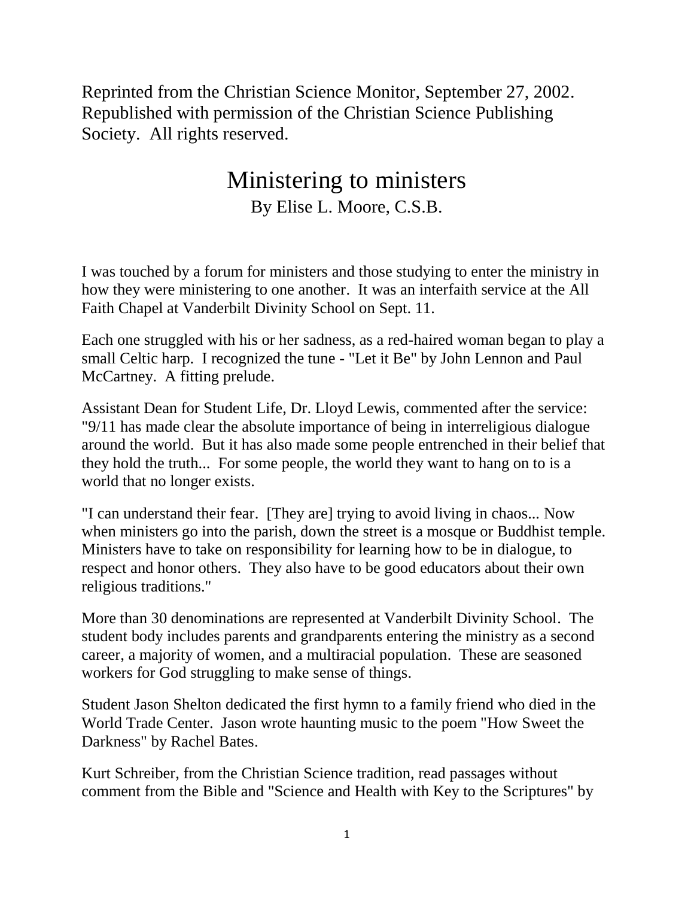Reprinted from the Christian Science Monitor, September 27, 2002. Republished with permission of the Christian Science Publishing Society. All rights reserved.

# Ministering to ministers

By Elise L. Moore, C.S.B.

I was touched by a forum for ministers and those studying to enter the ministry in how they were ministering to one another. It was an interfaith service at the All Faith Chapel at Vanderbilt Divinity School on Sept. 11.

Each one struggled with his or her sadness, as a red-haired woman began to play a small Celtic harp. I recognized the tune - "Let it Be" by John Lennon and Paul McCartney. A fitting prelude.

Assistant Dean for Student Life, Dr. Lloyd Lewis, commented after the service: "9/11 has made clear the absolute importance of being in interreligious dialogue around the world. But it has also made some people entrenched in their belief that they hold the truth... For some people, the world they want to hang on to is a world that no longer exists.

"I can understand their fear. [They are] trying to avoid living in chaos... Now when ministers go into the parish, down the street is a mosque or Buddhist temple. Ministers have to take on responsibility for learning how to be in dialogue, to respect and honor others. They also have to be good educators about their own religious traditions."

More than 30 denominations are represented at Vanderbilt Divinity School. The student body includes parents and grandparents entering the ministry as a second career, a majority of women, and a multiracial population. These are seasoned workers for God struggling to make sense of things.

Student Jason Shelton dedicated the first hymn to a family friend who died in the World Trade Center. Jason wrote haunting music to the poem "How Sweet the Darkness" by Rachel Bates.

Kurt Schreiber, from the Christian Science tradition, read passages without comment from the Bible and "Science and Health with Key to the Scriptures" by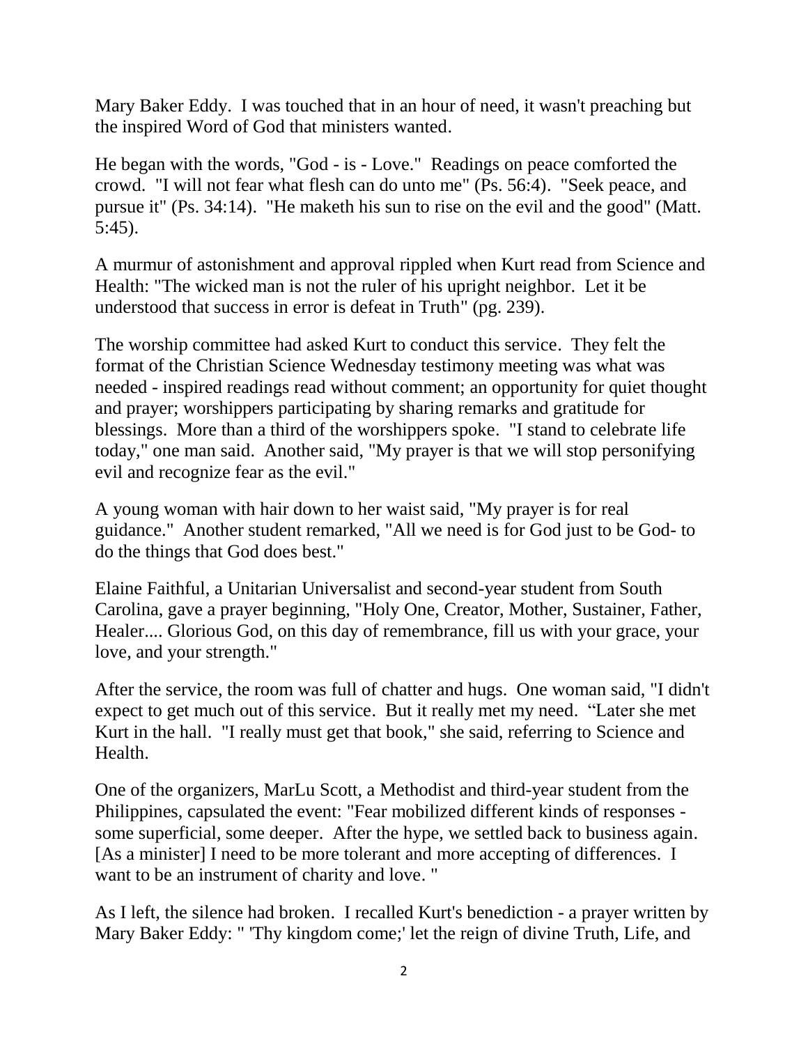Mary Baker Eddy. I was touched that in an hour of need, it wasn't preaching but the inspired Word of God that ministers wanted.

He began with the words, "God - is - Love." Readings on peace comforted the crowd. "I will not fear what flesh can do unto me" (Ps. 56:4). "Seek peace, and pursue it" (Ps. 34:14). "He maketh his sun to rise on the evil and the good" (Matt. 5:45).

A murmur of astonishment and approval rippled when Kurt read from Science and Health: "The wicked man is not the ruler of his upright neighbor. Let it be understood that success in error is defeat in Truth" (pg. 239).

The worship committee had asked Kurt to conduct this service. They felt the format of the Christian Science Wednesday testimony meeting was what was needed - inspired readings read without comment; an opportunity for quiet thought and prayer; worshippers participating by sharing remarks and gratitude for blessings. More than a third of the worshippers spoke. "I stand to celebrate life today," one man said. Another said, "My prayer is that we will stop personifying evil and recognize fear as the evil."

A young woman with hair down to her waist said, "My prayer is for real guidance." Another student remarked, "All we need is for God just to be God- to do the things that God does best."

Elaine Faithful, a Unitarian Universalist and second-year student from South Carolina, gave a prayer beginning, "Holy One, Creator, Mother, Sustainer, Father, Healer.... Glorious God, on this day of remembrance, fill us with your grace, your love, and your strength."

After the service, the room was full of chatter and hugs. One woman said, "I didn't expect to get much out of this service. But it really met my need. "Later she met Kurt in the hall. "I really must get that book," she said, referring to Science and Health.

One of the organizers, MarLu Scott, a Methodist and third-year student from the Philippines, capsulated the event: "Fear mobilized different kinds of responses - some superficial, some deeper. After the hype, we settled back to business again. [As a minister] I need to be more tolerant and more accepting of differences. I want to be an instrument of charity and love. "

As I left, the silence had broken. I recalled Kurt's benediction - a prayer written by Mary Baker Eddy: " 'Thy kingdom come;' let the reign of divine Truth, Life, and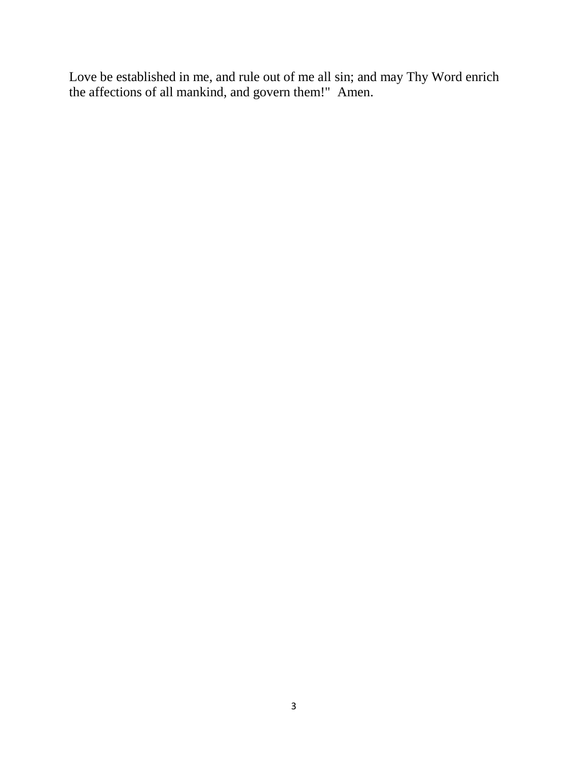Love be established in me, and rule out of me all sin; and may Thy Word enrich the affections of all mankind, and govern them!" Amen.